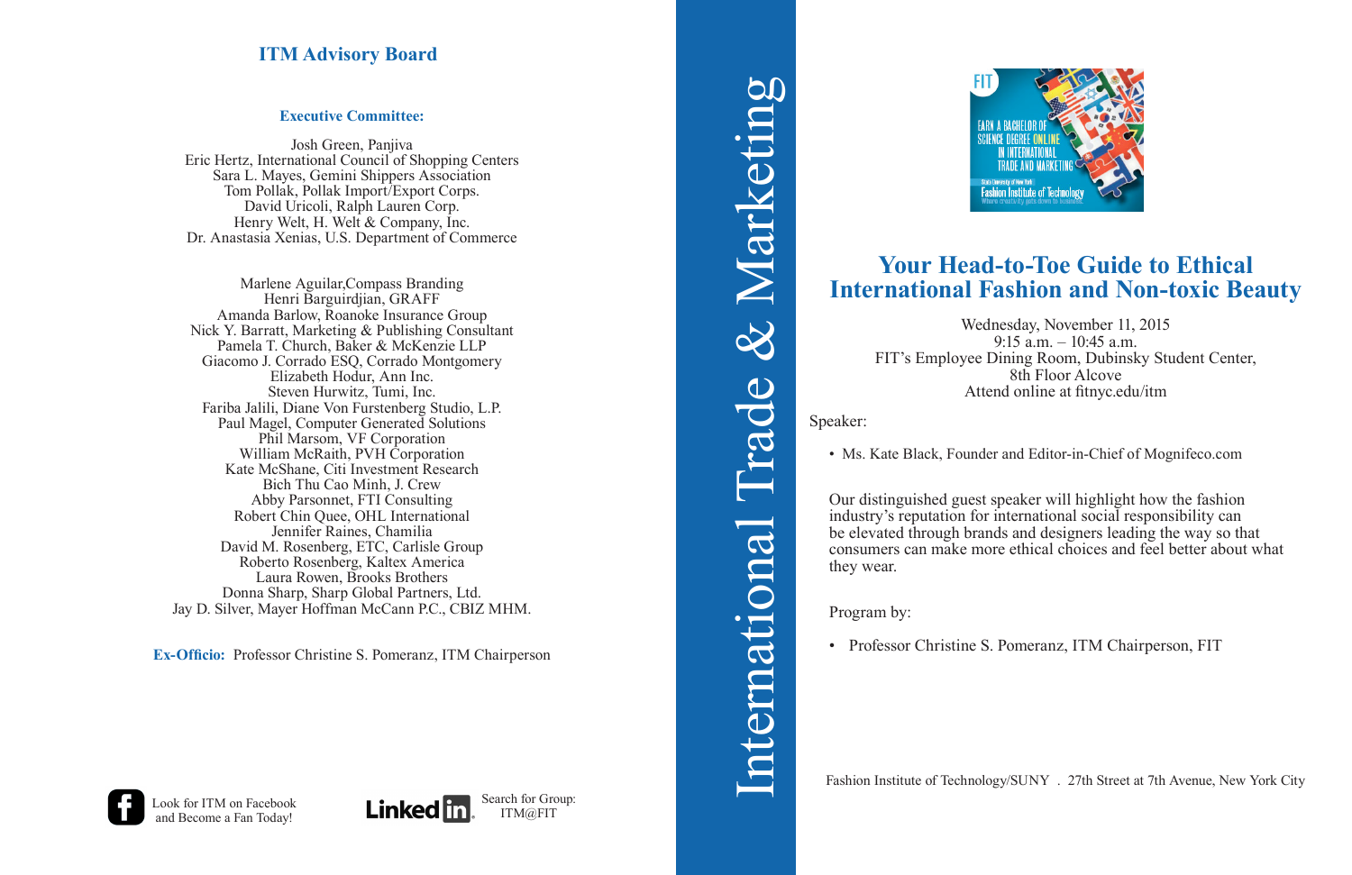## ITM Advisory Board

### Executive Committee:

Josh Green, Panjiva
Eric Hertz, International Council of Shopping Centers
Sara L. Mayes, Gemini Shippers Association
Tom Pollak, Pollak Import/Export Corps.
David Uricoli, Ralph Lauren Corp.
Henry Welt, H. Welt & Company, Inc.
Dr. Anastasia Xenias, U.S. Department of Commerce

Marlene Aguilar,Compass Branding
Henri Barguirdjian, GRAFF
Amanda Barlow, Roanoke Insurance Group
Nick Y. Barratt, Marketing & Publishing Consultant
Pamela T. Church, Baker & McKenzie LLP
Giacomo J. Corrado ESQ, Corrado Montgomery
Elizabeth Hodur, Ann Inc.
Steven Hurwitz, Tumi, Inc.
Fariba Jalili, Diane Von Furstenberg Studio, L.P.
Paul Magel, Computer Generated Solutions
Phil Marsom, VF Corporation
William McRaith, PVH Corporation
Kate McShane, Citi Investment Research
Bich Thu Cao Minh, J. Crew
Abby Parsonnet, FTI Consulting
Robert Chin Quee, OHL International
Jennifer Raines, Chamilia
David M. Rosenberg, ETC, Carlisle Group
Roberto Rosenberg, Kaltex America
Laura Rowen, Brooks Brothers
Donna Sharp, Sharp Global Partners, Ltd.
Jay D. Silver, Mayer Hoffman McCann P.C., CBIZ MHM.

**Ex-Officio:** Professor Christine S. Pomeranz, ITM Chairperson

Look for ITM on Facebook and Become a Fan Today!

LinkedIn — Search for Group: ITM@FIT

# International Trade & Marketing

FIT — EARN A BACHELOR OF SCIENCE DEGREE ONLINE IN INTERNATIONAL TRADE AND MARKETING — State University of New York — Fashion Institute of Technology — Where creativity gets down to business.

## Your Head-to-Toe Guide to Ethical International Fashion and Non-toxic Beauty

Wednesday, November 11, 2015
9:15 a.m. – 10:45 a.m.
FIT's Employee Dining Room, Dubinsky Student Center,
8th Floor Alcove
Attend online at fitnyc.edu/itm

Speaker:

- Ms. Kate Black, Founder and Editor-in-Chief of Mognifeco.com

Our distinguished guest speaker will highlight how the fashion industry's reputation for international social responsibility can be elevated through brands and designers leading the way so that consumers can make more ethical choices and feel better about what they wear.

Program by:

- Professor Christine S. Pomeranz, ITM Chairperson, FIT

Fashion Institute of Technology/SUNY . 27th Street at 7th Avenue, New York City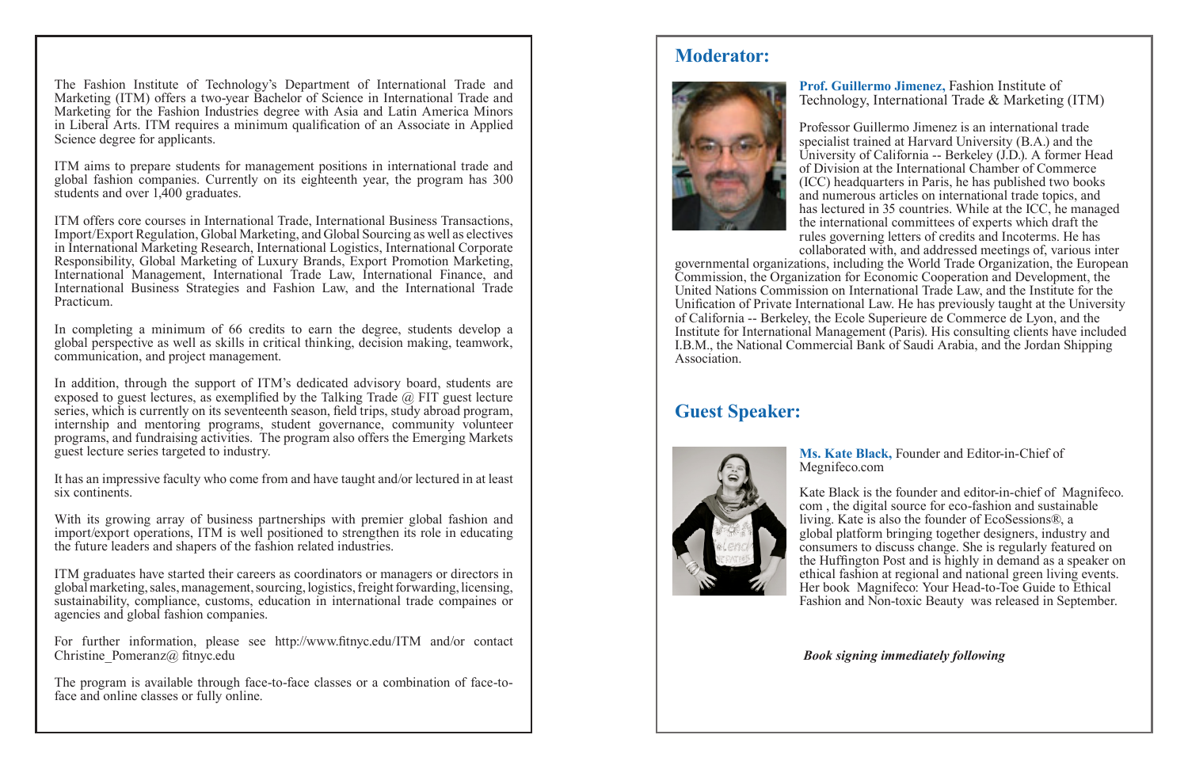The Fashion Institute of Technology's Department of International Trade and Marketing (ITM) offers a two-year Bachelor of Science in International Trade and Marketing for the Fashion Industries degree with Asia and Latin America Minors in Liberal Arts. ITM requires a minimum qualification of an Associate in Applied Science degree for applicants.

ITM aims to prepare students for management positions in international trade and global fashion companies. Currently on its eighteenth year, the program has 300 students and over 1,400 graduates.

ITM offers core courses in International Trade, International Business Transactions, Import/Export Regulation, Global Marketing, and Global Sourcing as well as electives in International Marketing Research, International Logistics, International Corporate Responsibility, Global Marketing of Luxury Brands, Export Promotion Marketing, International Management, International Trade Law, International Finance, and International Business Strategies and Fashion Law, and the International Trade Practicum.

In completing a minimum of 66 credits to earn the degree, students develop a global perspective as well as skills in critical thinking, decision making, teamwork, communication, and project management.

In addition, through the support of ITM's dedicated advisory board, students are exposed to guest lectures, as exemplified by the Talking Trade @ FIT guest lecture series, which is currently on its seventeenth season, field trips, study abroad program, internship and mentoring programs, student governance, community volunteer programs, and fundraising activities. The program also offers the Emerging Markets guest lecture series targeted to industry.

It has an impressive faculty who come from and have taught and/or lectured in at least six continents.

With its growing array of business partnerships with premier global fashion and import/export operations, ITM is well positioned to strengthen its role in educating the future leaders and shapers of the fashion related industries.

ITM graduates have started their careers as coordinators or managers or directors in global marketing, sales, management, sourcing, logistics, freight forwarding, licensing, sustainability, compliance, customs, education in international trade compaines or agencies and global fashion companies.

For further information, please see http://www.fitnyc.edu/ITM and/or contact Christine_Pomeranz@ fitnyc.edu

The program is available through face-to-face classes or a combination of face-to-face and online classes or fully online.

## Moderator:

**Prof. Guillermo Jimenez,** Fashion Institute of Technology, International Trade & Marketing (ITM)

Professor Guillermo Jimenez is an international trade specialist trained at Harvard University (B.A.) and the University of California -- Berkeley (J.D.). A former Head of Division at the International Chamber of Commerce (ICC) headquarters in Paris, he has published two books and numerous articles on international trade topics, and has lectured in 35 countries. While at the ICC, he managed the international committees of experts which draft the rules governing letters of credits and Incoterms. He has collaborated with, and addressed meetings of, various inter governmental organizations, including the World Trade Organization, the European Commission, the Organization for Economic Cooperation and Development, the United Nations Commission on International Trade Law, and the Institute for the Unification of Private International Law. He has previously taught at the University of California -- Berkeley, the Ecole Superieure de Commerce de Lyon, and the Institute for International Management (Paris). His consulting clients have included I.B.M., the National Commercial Bank of Saudi Arabia, and the Jordan Shipping Association.

## Guest Speaker:

**Ms. Kate Black,** Founder and Editor-in-Chief of Megnifeco.com

Kate Black is the founder and editor-in-chief of Magnifeco. com , the digital source for eco-fashion and sustainable living. Kate is also the founder of EcoSessions®, a global platform bringing together designers, industry and consumers to discuss change. She is regularly featured on the Huffington Post and is highly in demand as a speaker on ethical fashion at regional and national green living events. Her book Magnifeco: Your Head-to-Toe Guide to Ethical Fashion and Non-toxic Beauty was released in September.

***Book signing immediately following***